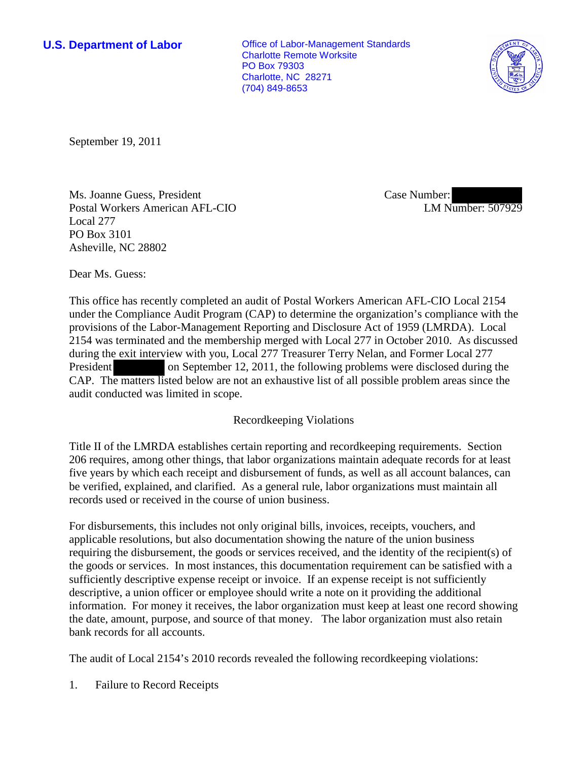**U.S. Department of Labor**

Office of Labor-Management Standards
Charlotte Remote Worksite
PO Box 79303
Charlotte, NC 28271
(704) 849-8653

September 19, 2011

Ms. Joanne Guess, President
Postal Workers American AFL-CIO
Local 277
PO Box 3101
Asheville, NC 28802

Case Number:
LM Number: 507929

Dear Ms. Guess:

This office has recently completed an audit of Postal Workers American AFL-CIO Local 2154 under the Compliance Audit Program (CAP) to determine the organization's compliance with the provisions of the Labor-Management Reporting and Disclosure Act of 1959 (LMRDA). Local 2154 was terminated and the membership merged with Local 277 in October 2010. As discussed during the exit interview with you, Local 277 Treasurer Terry Nelan, and Former Local 277 President on September 12, 2011, the following problems were disclosed during the CAP. The matters listed below are not an exhaustive list of all possible problem areas since the audit conducted was limited in scope.

## Recordkeeping Violations

Title II of the LMRDA establishes certain reporting and recordkeeping requirements. Section 206 requires, among other things, that labor organizations maintain adequate records for at least five years by which each receipt and disbursement of funds, as well as all account balances, can be verified, explained, and clarified. As a general rule, labor organizations must maintain all records used or received in the course of union business.

For disbursements, this includes not only original bills, invoices, receipts, vouchers, and applicable resolutions, but also documentation showing the nature of the union business requiring the disbursement, the goods or services received, and the identity of the recipient(s) of the goods or services. In most instances, this documentation requirement can be satisfied with a sufficiently descriptive expense receipt or invoice. If an expense receipt is not sufficiently descriptive, a union officer or employee should write a note on it providing the additional information. For money it receives, the labor organization must keep at least one record showing the date, amount, purpose, and source of that money. The labor organization must also retain bank records for all accounts.

The audit of Local 2154's 2010 records revealed the following recordkeeping violations:

1. Failure to Record Receipts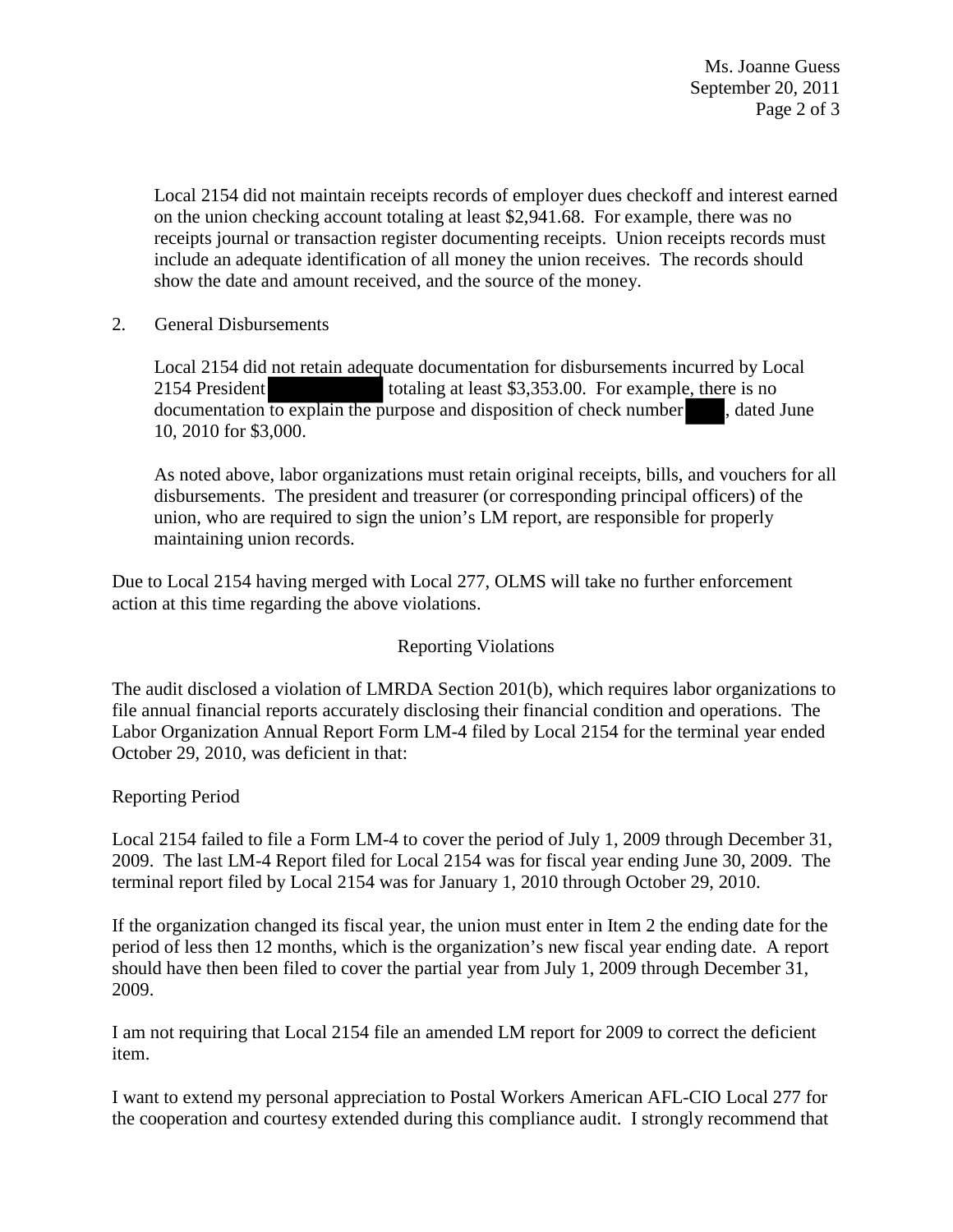Local 2154 did not maintain receipts records of employer dues checkoff and interest earned on the union checking account totaling at least $2,941.68. For example, there was no receipts journal or transaction register documenting receipts. Union receipts records must include an adequate identification of all money the union receives. The records should show the date and amount received, and the source of the money.

2. General Disbursements

Local 2154 did not retain adequate documentation for disbursements incurred by Local 2154 President [REDACTED] totaling at least $3,353.00. For example, there is no documentation to explain the purpose and disposition of check number [REDACTED], dated June 10, 2010 for $3,000.

As noted above, labor organizations must retain original receipts, bills, and vouchers for all disbursements. The president and treasurer (or corresponding principal officers) of the union, who are required to sign the union's LM report, are responsible for properly maintaining union records.

Due to Local 2154 having merged with Local 277, OLMS will take no further enforcement action at this time regarding the above violations.

## Reporting Violations

The audit disclosed a violation of LMRDA Section 201(b), which requires labor organizations to file annual financial reports accurately disclosing their financial condition and operations. The Labor Organization Annual Report Form LM-4 filed by Local 2154 for the terminal year ended October 29, 2010, was deficient in that:

### Reporting Period

Local 2154 failed to file a Form LM-4 to cover the period of July 1, 2009 through December 31, 2009. The last LM-4 Report filed for Local 2154 was for fiscal year ending June 30, 2009. The terminal report filed by Local 2154 was for January 1, 2010 through October 29, 2010.

If the organization changed its fiscal year, the union must enter in Item 2 the ending date for the period of less then 12 months, which is the organization's new fiscal year ending date. A report should have then been filed to cover the partial year from July 1, 2009 through December 31, 2009.

I am not requiring that Local 2154 file an amended LM report for 2009 to correct the deficient item.

I want to extend my personal appreciation to Postal Workers American AFL-CIO Local 277 for the cooperation and courtesy extended during this compliance audit. I strongly recommend that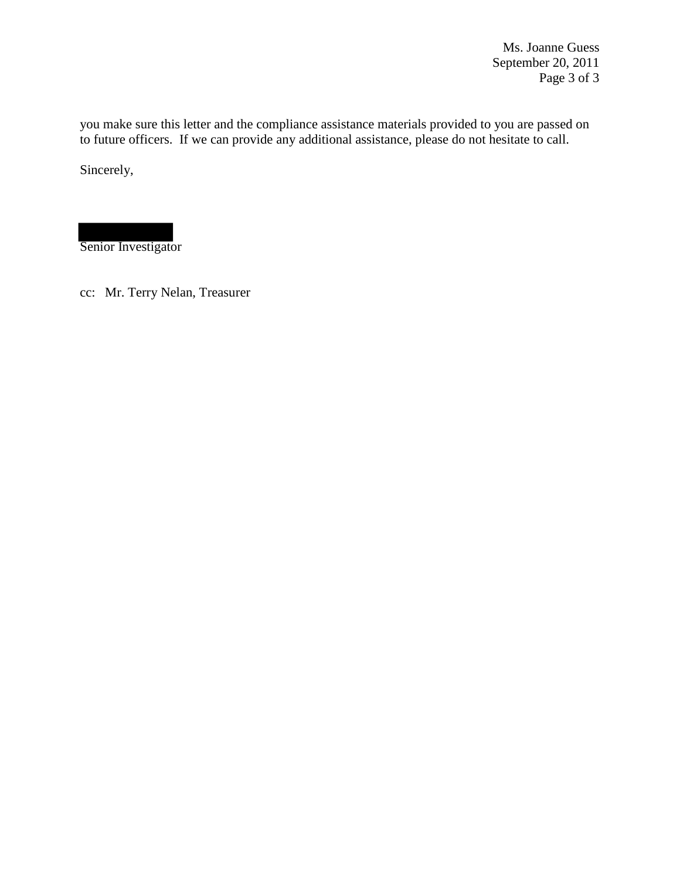you make sure this letter and the compliance assistance materials provided to you are passed on to future officers. If we can provide any additional assistance, please do not hesitate to call.

Sincerely,

Senior Investigator

cc: Mr. Terry Nelan, Treasurer